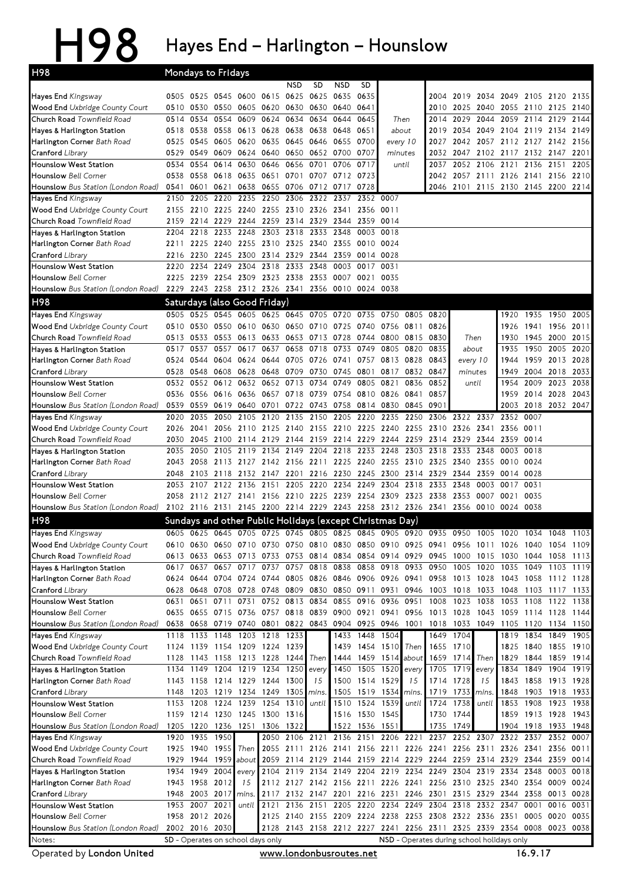# H98 Hayes End – Harlington – Hounslow

## Mondays to Fridays

| H98 | | | | | | NSD | SD | NSD | SD | | | | | | | | |
|---|---|---|---|---|---|---|---|---|---|---|---|---|---|---|---|---|---|
| Hayes End *Kingsway* | 0505 | 0525 | 0545 | 0600 | 0615 | 0625 | 0625 | 0635 | 0635 | | 2004 | 2019 | 2034 | 2049 | 2105 | 2120 | 2135 |
| Wood End *Uxbridge County Court* | 0510 | 0530 | 0550 | 0605 | 0620 | 0630 | 0630 | 0640 | 0641 | | 2010 | 2025 | 2040 | 2055 | 2110 | 2125 | 2140 |
| Church Road *Townfield Road* | 0514 | 0534 | 0554 | 0609 | 0624 | 0634 | 0634 | 0644 | 0645 | Then | 2014 | 2029 | 2044 | 2059 | 2114 | 2129 | 2144 |
| Hayes & Harlington Station | 0518 | 0538 | 0558 | 0613 | 0628 | 0638 | 0638 | 0648 | 0651 | about | 2019 | 2034 | 2049 | 2104 | 2119 | 2134 | 2149 |
| Harlington Corner *Bath Road* | 0525 | 0545 | 0605 | 0620 | 0635 | 0645 | 0646 | 0655 | 0700 | every 10 | 2027 | 2042 | 2057 | 2112 | 2127 | 2142 | 2156 |
| Cranford *Library* | 0529 | 0549 | 0609 | 0624 | 0640 | 0650 | 0652 | 0700 | 0707 | minutes | 2032 | 2047 | 2102 | 2117 | 2132 | 2147 | 2201 |
| Hounslow West Station | 0534 | 0554 | 0614 | 0630 | 0646 | 0656 | 0701 | 0706 | 0717 | until | 2037 | 2052 | 2106 | 2121 | 2136 | 2151 | 2205 |
| Hounslow *Bell Corner* | 0538 | 0558 | 0618 | 0635 | 0651 | 0701 | 0707 | 0712 | 0723 | | 2042 | 2057 | 2111 | 2126 | 2141 | 2156 | 2210 |
| Hounslow *Bus Station (London Road)* | 0541 | 0601 | 0621 | 0638 | 0655 | 0706 | 0712 | 0717 | 0728 | | 2046 | 2101 | 2115 | 2130 | 2145 | 2200 | 2214 |

| H98 | | | | | | | | | | |
|---|---|---|---|---|---|---|---|---|---|---|
| Hayes End *Kingsway* | 2150 | 2205 | 2220 | 2235 | 2250 | 2306 | 2322 | 2337 | 2352 | 0007 |
| Wood End *Uxbridge County Court* | 2155 | 2210 | 2225 | 2240 | 2255 | 2310 | 2326 | 2341 | 2356 | 0011 |
| Church Road *Townfield Road* | 2159 | 2214 | 2229 | 2244 | 2259 | 2314 | 2329 | 2344 | 2359 | 0014 |
| Hayes & Harlington Station | 2204 | 2218 | 2233 | 2248 | 2303 | 2318 | 2333 | 2348 | 0003 | 0018 |
| Harlington Corner *Bath Road* | 2211 | 2225 | 2240 | 2255 | 2310 | 2325 | 2340 | 2355 | 0010 | 0024 |
| Cranford *Library* | 2216 | 2230 | 2245 | 2300 | 2314 | 2329 | 2344 | 2359 | 0014 | 0028 |
| Hounslow West Station | 2220 | 2234 | 2249 | 2304 | 2318 | 2333 | 2348 | 0003 | 0017 | 0031 |
| Hounslow *Bell Corner* | 2225 | 2239 | 2254 | 2309 | 2323 | 2338 | 2353 | 0007 | 0021 | 0035 |
| Hounslow *Bus Station (London Road)* | 2229 | 2243 | 2258 | 2312 | 2326 | 2341 | 2356 | 0010 | 0024 | 0038 |

## Saturdays (also Good Friday)

| H98 | | | | | | | | | | | | | | | | | |
|---|---|---|---|---|---|---|---|---|---|---|---|---|---|---|---|---|---|
| Hayes End *Kingsway* | 0505 | 0525 | 0545 | 0605 | 0625 | 0645 | 0705 | 0720 | 0735 | 0750 | 0805 | 0820 | | 1920 | 1935 | 1950 | 2005 |
| Wood End *Uxbridge County Court* | 0510 | 0530 | 0550 | 0610 | 0630 | 0650 | 0710 | 0725 | 0740 | 0756 | 0811 | 0826 | | 1926 | 1941 | 1956 | 2011 |
| Church Road *Townfield Road* | 0513 | 0533 | 0553 | 0613 | 0633 | 0653 | 0713 | 0728 | 0744 | 0800 | 0815 | 0830 | Then | 1930 | 1945 | 2000 | 2015 |
| Hayes & Harlington Station | 0517 | 0537 | 0557 | 0617 | 0637 | 0658 | 0718 | 0733 | 0749 | 0805 | 0820 | 0835 | about | 1935 | 1950 | 2005 | 2020 |
| Harlington Corner *Bath Road* | 0524 | 0544 | 0604 | 0624 | 0644 | 0705 | 0726 | 0741 | 0757 | 0813 | 0828 | 0843 | every 10 | 1944 | 1959 | 2013 | 2028 |
| Cranford *Library* | 0528 | 0548 | 0608 | 0628 | 0648 | 0709 | 0730 | 0745 | 0801 | 0817 | 0832 | 0847 | minutes | 1949 | 2004 | 2018 | 2033 |
| Hounslow West Station | 0532 | 0552 | 0612 | 0632 | 0652 | 0713 | 0734 | 0749 | 0805 | 0821 | 0836 | 0852 | until | 1954 | 2009 | 2023 | 2038 |
| Hounslow *Bell Corner* | 0536 | 0556 | 0616 | 0636 | 0657 | 0718 | 0739 | 0754 | 0810 | 0826 | 0841 | 0857 | | 1959 | 2014 | 2028 | 2043 |
| Hounslow *Bus Station (London Road)* | 0539 | 0559 | 0619 | 0640 | 0701 | 0722 | 0743 | 0758 | 0814 | 0830 | 0845 | 0901 | | 2003 | 2018 | 2032 | 2047 |

| H98 | | | | | | | | | | | | | | | | |
|---|---|---|---|---|---|---|---|---|---|---|---|---|---|---|---|---|
| Hayes End *Kingsway* | 2020 | 2035 | 2050 | 2105 | 2120 | 2135 | 2150 | 2205 | 2220 | 2235 | 2250 | 2306 | 2322 | 2337 | 2352 | 0007 |
| Wood End *Uxbridge County Court* | 2026 | 2041 | 2056 | 2110 | 2125 | 2140 | 2155 | 2210 | 2225 | 2240 | 2255 | 2310 | 2326 | 2341 | 2356 | 0011 |
| Church Road *Townfield Road* | 2030 | 2045 | 2100 | 2114 | 2129 | 2144 | 2159 | 2214 | 2229 | 2244 | 2259 | 2314 | 2329 | 2344 | 2359 | 0014 |
| Hayes & Harlington Station | 2035 | 2050 | 2105 | 2119 | 2134 | 2149 | 2204 | 2218 | 2233 | 2248 | 2303 | 2318 | 2333 | 2348 | 0003 | 0018 |
| Harlington Corner *Bath Road* | 2043 | 2058 | 2113 | 2127 | 2142 | 2156 | 2211 | 2225 | 2240 | 2255 | 2310 | 2325 | 2340 | 2355 | 0010 | 0024 |
| Cranford *Library* | 2048 | 2103 | 2118 | 2132 | 2147 | 2201 | 2216 | 2230 | 2245 | 2300 | 2314 | 2329 | 2344 | 2359 | 0014 | 0028 |
| Hounslow West Station | 2053 | 2107 | 2122 | 2136 | 2151 | 2205 | 2220 | 2234 | 2249 | 2304 | 2318 | 2333 | 2348 | 0003 | 0017 | 0031 |
| Hounslow *Bell Corner* | 2058 | 2112 | 2127 | 2141 | 2156 | 2210 | 2225 | 2239 | 2254 | 2309 | 2323 | 2338 | 2353 | 0007 | 0021 | 0035 |
| Hounslow *Bus Station (London Road)* | 2102 | 2116 | 2131 | 2145 | 2200 | 2214 | 2229 | 2243 | 2258 | 2312 | 2326 | 2341 | 2356 | 0010 | 0024 | 0038 |

## Sundays and other Public Holidays (except Christmas Day)

| H98 | | | | | | | | | | | | | | | | | | |
|---|---|---|---|---|---|---|---|---|---|---|---|---|---|---|---|---|---|---|
| Hayes End *Kingsway* | 0605 | 0625 | 0645 | 0705 | 0725 | 0745 | 0805 | 0825 | 0845 | 0905 | 0920 | 0935 | 0950 | 1005 | 1020 | 1034 | 1048 | 1103 |
| Wood End *Uxbridge County Court* | 0610 | 0630 | 0650 | 0710 | 0730 | 0750 | 0810 | 0830 | 0850 | 0910 | 0925 | 0941 | 0956 | 1011 | 1026 | 1040 | 1054 | 1109 |
| Church Road *Townfield Road* | 0613 | 0633 | 0653 | 0713 | 0733 | 0753 | 0814 | 0834 | 0854 | 0914 | 0929 | 0945 | 1000 | 1015 | 1030 | 1044 | 1058 | 1113 |
| Hayes & Harlington Station | 0617 | 0637 | 0657 | 0717 | 0737 | 0757 | 0818 | 0838 | 0858 | 0918 | 0933 | 0950 | 1005 | 1020 | 1035 | 1049 | 1103 | 1119 |
| Harlington Corner *Bath Road* | 0624 | 0644 | 0704 | 0724 | 0744 | 0805 | 0826 | 0846 | 0906 | 0926 | 0941 | 0958 | 1013 | 1028 | 1043 | 1058 | 1112 | 1128 |
| Cranford *Library* | 0628 | 0648 | 0708 | 0728 | 0748 | 0809 | 0830 | 0850 | 0911 | 0931 | 0946 | 1003 | 1018 | 1033 | 1048 | 1103 | 1117 | 1133 |
| Hounslow West Station | 0631 | 0651 | 0711 | 0731 | 0752 | 0813 | 0834 | 0855 | 0916 | 0936 | 0951 | 1008 | 1023 | 1038 | 1053 | 1108 | 1122 | 1138 |
| Hounslow *Bell Corner* | 0635 | 0655 | 0715 | 0736 | 0757 | 0818 | 0839 | 0900 | 0921 | 0941 | 0956 | 1013 | 1028 | 1043 | 1059 | 1114 | 1128 | 1144 |
| Hounslow *Bus Station (London Road)* | 0638 | 0658 | 0719 | 0740 | 0801 | 0822 | 0843 | 0904 | 0925 | 0946 | 1001 | 1018 | 1033 | 1049 | 1105 | 1120 | 1134 | 1150 |

| H98 | | | | | | | | | | | | | | | | | | | |
|---|---|---|---|---|---|---|---|---|---|---|---|---|---|---|---|---|---|---|---|
| Hayes End *Kingsway* | 1118 | 1133 | 1148 | 1203 | 1218 | 1233 | | 1433 | 1448 | 1504 | | 1649 | 1704 | | 1819 | 1834 | 1849 | 1905 |
| Wood End *Uxbridge County Court* | 1124 | 1139 | 1154 | 1209 | 1224 | 1239 | | 1439 | 1454 | 1510 | Then | 1655 | 1710 | | 1825 | 1840 | 1855 | 1910 |
| Church Road *Townfield Road* | 1128 | 1143 | 1158 | 1213 | 1228 | 1244 | Then | 1444 | 1459 | 1514 | about | 1659 | 1714 | Then | 1829 | 1844 | 1859 | 1914 |
| Hayes & Harlington Station | 1134 | 1149 | 1204 | 1219 | 1234 | 1250 | every | 1450 | 1505 | 1520 | every | 1705 | 1719 | every | 1834 | 1849 | 1904 | 1919 |
| Harlington Corner *Bath Road* | 1143 | 1158 | 1214 | 1229 | 1244 | 1300 | 15 | 1500 | 1514 | 1529 | 15 | 1714 | 1728 | 15 | 1843 | 1858 | 1913 | 1928 |
| Cranford *Library* | 1148 | 1203 | 1219 | 1234 | 1249 | 1305 | mins. | 1505 | 1519 | 1534 | mins. | 1719 | 1733 | mins. | 1848 | 1903 | 1918 | 1933 |
| Hounslow West Station | 1153 | 1208 | 1224 | 1239 | 1254 | 1310 | until | 1510 | 1524 | 1539 | until | 1724 | 1738 | until | 1853 | 1908 | 1923 | 1938 |
| Hounslow *Bell Corner* | 1159 | 1214 | 1230 | 1245 | 1300 | 1316 | | 1516 | 1530 | 1545 | | 1730 | 1744 | | 1859 | 1913 | 1928 | 1943 |
| Hounslow *Bus Station (London Road)* | 1205 | 1220 | 1236 | 1251 | 1306 | 1322 | | 1522 | 1536 | 1551 | | 1735 | 1749 | | 1904 | 1918 | 1933 | 1948 |

| H98 | | | | | | | | | | | | | | | | | | | |
|---|---|---|---|---|---|---|---|---|---|---|---|---|---|---|---|---|---|---|---|
| Hayes End *Kingsway* | 1920 | 1935 | 1950 | | 2050 | 2106 | 2121 | 2136 | 2151 | 2206 | 2221 | 2237 | 2252 | 2307 | 2322 | 2337 | 2352 | 0007 |
| Wood End *Uxbridge County Court* | 1925 | 1940 | 1955 | Then | 2055 | 2111 | 2126 | 2141 | 2156 | 2211 | 2226 | 2241 | 2256 | 2311 | 2326 | 2341 | 2356 | 0011 |
| Church Road *Townfield Road* | 1929 | 1944 | 1959 | about | 2059 | 2114 | 2129 | 2144 | 2159 | 2214 | 2229 | 2244 | 2259 | 2314 | 2329 | 2344 | 2359 | 0014 |
| Hayes & Harlington Station | 1934 | 1949 | 2004 | every | 2104 | 2119 | 2134 | 2149 | 2204 | 2219 | 2234 | 2249 | 2304 | 2319 | 2334 | 2348 | 0003 | 0018 |
| Harlington Corner *Bath Road* | 1943 | 1958 | 2012 | 15 | 2112 | 2127 | 2142 | 2156 | 2211 | 2226 | 2241 | 2256 | 2310 | 2325 | 2340 | 2354 | 0009 | 0024 |
| Cranford *Library* | 1948 | 2003 | 2017 | mins. | 2117 | 2132 | 2147 | 2201 | 2216 | 2231 | 2246 | 2301 | 2315 | 2329 | 2344 | 2358 | 0013 | 0028 |
| Hounslow West Station | 1953 | 2007 | 2021 | until | 2121 | 2136 | 2151 | 2205 | 2220 | 2234 | 2249 | 2304 | 2318 | 2332 | 2347 | 0001 | 0016 | 0031 |
| Hounslow *Bell Corner* | 1958 | 2012 | 2026 | | 2125 | 2140 | 2155 | 2209 | 2224 | 2238 | 2253 | 2308 | 2322 | 2336 | 2351 | 0005 | 0020 | 0035 |
| Hounslow *Bus Station (London Road)* | 2002 | 2016 | 2030 | | 2128 | 2143 | 2158 | 2212 | 2227 | 2241 | 2256 | 2311 | 2325 | 2339 | 2354 | 0008 | 0023 | 0038 |

Notes: **SD** - Operates on school days only **NSD** - Operates during school holidays only

Operated by **London United** www.londonbusroutes.net 16.9.17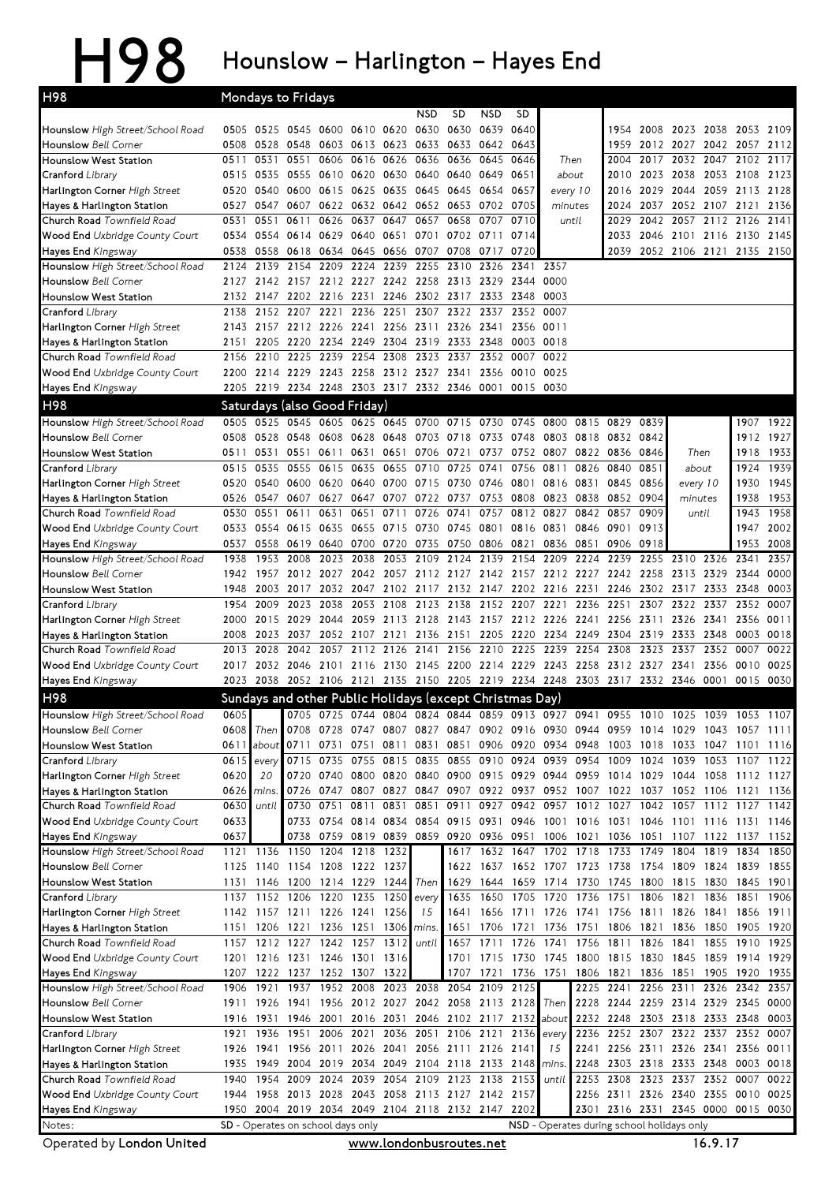# H98 Hounslow – Harlington – Hayes End

## H98 Mondays to Fridays

| | | | | | | | NSD | SD | NSD | SD | | | | | | | |
|---|---|---|---|---|---|---|---|---|---|---|---|---|---|---|---|---|---|
| Hounslow *High Street/School Road* | 0505 | 0525 | 0545 | 0600 | 0610 | 0620 | 0630 | 0630 | 0639 | 0640 | Then | 1954 | 2008 | 2023 | 2038 | 2053 | 2109 |
| Hounslow *Bell Corner* | 0508 | 0528 | 0548 | 0603 | 0613 | 0623 | 0633 | 0633 | 0642 | 0643 | about | 1959 | 2012 | 2027 | 2042 | 2057 | 2112 |
| Hounslow West Station | 0511 | 0531 | 0551 | 0606 | 0616 | 0626 | 0636 | 0636 | 0645 | 0646 | every 10 | 2004 | 2017 | 2032 | 2047 | 2102 | 2117 |
| Cranford *Library* | 0515 | 0535 | 0555 | 0610 | 0620 | 0630 | 0640 | 0640 | 0649 | 0651 | minutes | 2010 | 2023 | 2038 | 2053 | 2108 | 2123 |
| Harlington Corner *High Street* | 0520 | 0540 | 0600 | 0615 | 0625 | 0635 | 0645 | 0645 | 0654 | 0657 | until | 2016 | 2029 | 2044 | 2059 | 2113 | 2128 |
| Hayes & Harlington Station | 0527 | 0547 | 0607 | 0622 | 0632 | 0642 | 0652 | 0653 | 0702 | 0705 | | 2024 | 2037 | 2052 | 2107 | 2121 | 2136 |
| Church Road *Townfield Road* | 0531 | 0551 | 0611 | 0626 | 0637 | 0647 | 0657 | 0658 | 0707 | 0710 | | 2029 | 2042 | 2057 | 2112 | 2126 | 2141 |
| Wood End *Uxbridge County Court* | 0534 | 0554 | 0614 | 0629 | 0640 | 0651 | 0701 | 0702 | 0711 | 0714 | | 2033 | 2046 | 2101 | 2116 | 2130 | 2145 |
| Hayes End *Kingsway* | 0538 | 0558 | 0618 | 0634 | 0645 | 0656 | 0707 | 0708 | 0717 | 0720 | | 2039 | 2052 | 2106 | 2121 | 2135 | 2150 |

| | | | | | | | | | | | |
|---|---|---|---|---|---|---|---|---|---|---|---|
| Hounslow *High Street/School Road* | 2124 | 2139 | 2154 | 2209 | 2224 | 2239 | 2255 | 2310 | 2326 | 2341 | 2357 |
| Hounslow *Bell Corner* | 2127 | 2142 | 2157 | 2212 | 2227 | 2242 | 2258 | 2313 | 2329 | 2344 | 0000 |
| Hounslow West Station | 2132 | 2147 | 2202 | 2216 | 2231 | 2246 | 2302 | 2317 | 2333 | 2348 | 0003 |
| Cranford *Library* | 2138 | 2152 | 2207 | 2221 | 2236 | 2251 | 2307 | 2322 | 2337 | 2352 | 0007 |
| Harlington Corner *High Street* | 2143 | 2157 | 2212 | 2226 | 2241 | 2256 | 2311 | 2326 | 2341 | 2356 | 0011 |
| Hayes & Harlington Station | 2151 | 2205 | 2220 | 2234 | 2249 | 2304 | 2319 | 2333 | 2348 | 0003 | 0018 |
| Church Road *Townfield Road* | 2156 | 2210 | 2225 | 2239 | 2254 | 2308 | 2323 | 2337 | 2352 | 0007 | 0022 |
| Wood End *Uxbridge County Court* | 2200 | 2214 | 2229 | 2243 | 2258 | 2312 | 2327 | 2341 | 2356 | 0010 | 0025 |
| Hayes End *Kingsway* | 2205 | 2219 | 2234 | 2248 | 2303 | 2317 | 2332 | 2346 | 0001 | 0015 | 0030 |

## H98 Saturdays (also Good Friday)

| | | | | | | | | | | | | | | | | | |
|---|---|---|---|---|---|---|---|---|---|---|---|---|---|---|---|---|---|
| Hounslow *High Street/School Road* | 0505 | 0525 | 0545 | 0605 | 0625 | 0645 | 0700 | 0715 | 0730 | 0745 | 0800 | 0815 | 0829 | 0839 | Then | 1907 | 1922 |
| Hounslow *Bell Corner* | 0508 | 0528 | 0548 | 0608 | 0628 | 0648 | 0703 | 0718 | 0733 | 0748 | 0803 | 0818 | 0832 | 0842 | about | 1912 | 1927 |
| Hounslow West Station | 0511 | 0531 | 0551 | 0611 | 0631 | 0651 | 0706 | 0721 | 0737 | 0752 | 0807 | 0822 | 0836 | 0846 | every 10 | 1918 | 1933 |
| Cranford *Library* | 0515 | 0535 | 0555 | 0615 | 0635 | 0655 | 0710 | 0725 | 0741 | 0756 | 0811 | 0826 | 0840 | 0851 | minutes | 1924 | 1939 |
| Harlington Corner *High Street* | 0520 | 0540 | 0600 | 0620 | 0640 | 0700 | 0715 | 0730 | 0746 | 0801 | 0816 | 0831 | 0845 | 0856 | until | 1930 | 1945 |
| Hayes & Harlington Station | 0526 | 0547 | 0607 | 0627 | 0647 | 0707 | 0722 | 0737 | 0753 | 0808 | 0823 | 0838 | 0852 | 0904 | | 1938 | 1953 |
| Church Road *Townfield Road* | 0530 | 0551 | 0611 | 0631 | 0651 | 0711 | 0726 | 0741 | 0757 | 0812 | 0827 | 0842 | 0857 | 0909 | | 1943 | 1958 |
| Wood End *Uxbridge County Court* | 0533 | 0554 | 0615 | 0635 | 0655 | 0715 | 0730 | 0745 | 0801 | 0816 | 0831 | 0846 | 0901 | 0913 | | 1947 | 2002 |
| Hayes End *Kingsway* | 0537 | 0558 | 0619 | 0640 | 0700 | 0720 | 0735 | 0750 | 0806 | 0821 | 0836 | 0851 | 0906 | 0918 | | 1953 | 2008 |

| | | | | | | | | | | | | | | | | | |
|---|---|---|---|---|---|---|---|---|---|---|---|---|---|---|---|---|---|
| Hounslow *High Street/School Road* | 1938 | 1953 | 2008 | 2023 | 2038 | 2053 | 2109 | 2124 | 2139 | 2154 | 2209 | 2224 | 2239 | 2255 | 2310 | 2326 | 2341 | 2357 |
| Hounslow *Bell Corner* | 1942 | 1957 | 2012 | 2027 | 2042 | 2057 | 2112 | 2127 | 2142 | 2157 | 2212 | 2227 | 2242 | 2258 | 2313 | 2329 | 2344 | 0000 |
| Hounslow West Station | 1948 | 2003 | 2017 | 2032 | 2047 | 2102 | 2117 | 2132 | 2147 | 2202 | 2216 | 2231 | 2246 | 2302 | 2317 | 2333 | 2348 | 0003 |
| Cranford *Library* | 1954 | 2009 | 2023 | 2038 | 2053 | 2108 | 2123 | 2138 | 2152 | 2207 | 2221 | 2236 | 2251 | 2307 | 2322 | 2337 | 2352 | 0007 |
| Harlington Corner *High Street* | 2000 | 2015 | 2029 | 2044 | 2059 | 2113 | 2128 | 2143 | 2157 | 2212 | 2226 | 2241 | 2256 | 2311 | 2326 | 2341 | 2356 | 0011 |
| Hayes & Harlington Station | 2008 | 2023 | 2037 | 2052 | 2107 | 2121 | 2136 | 2151 | 2205 | 2220 | 2234 | 2249 | 2304 | 2319 | 2333 | 2348 | 0003 | 0018 |
| Church Road *Townfield Road* | 2013 | 2028 | 2042 | 2057 | 2112 | 2126 | 2141 | 2156 | 2210 | 2225 | 2239 | 2254 | 2308 | 2323 | 2337 | 2352 | 0007 | 0022 |
| Wood End *Uxbridge County Court* | 2017 | 2032 | 2046 | 2101 | 2116 | 2130 | 2145 | 2200 | 2214 | 2229 | 2243 | 2258 | 2312 | 2327 | 2341 | 2356 | 0010 | 0025 |
| Hayes End *Kingsway* | 2023 | 2038 | 2052 | 2106 | 2121 | 2135 | 2150 | 2205 | 2219 | 2234 | 2248 | 2303 | 2317 | 2332 | 2346 | 0001 | 0015 | 0030 |

## H98 Sundays and other Public Holidays (except Christmas Day)

| | | | | | | | | | | | | | | | | | |
|---|---|---|---|---|---|---|---|---|---|---|---|---|---|---|---|---|---|
| Hounslow *High Street/School Road* | 0605 | Then | 0705 | 0725 | 0744 | 0804 | 0824 | 0844 | 0859 | 0913 | 0927 | 0941 | 0955 | 1010 | 1025 | 1039 | 1053 | 1107 |
| Hounslow *Bell Corner* | 0608 | about | 0708 | 0728 | 0747 | 0807 | 0827 | 0847 | 0902 | 0916 | 0930 | 0944 | 0959 | 1014 | 1029 | 1043 | 1057 | 1111 |
| Hounslow West Station | 0611 | every | 0711 | 0731 | 0751 | 0811 | 0831 | 0851 | 0906 | 0920 | 0934 | 0948 | 1003 | 1018 | 1033 | 1047 | 1101 | 1116 |
| Cranford *Library* | 0615 | 20 | 0715 | 0735 | 0755 | 0815 | 0835 | 0855 | 0910 | 0924 | 0939 | 0954 | 1009 | 1024 | 1039 | 1053 | 1107 | 1122 |
| Harlington Corner *High Street* | 0620 | mins. | 0720 | 0740 | 0800 | 0820 | 0840 | 0900 | 0915 | 0929 | 0944 | 0959 | 1014 | 1029 | 1044 | 1058 | 1112 | 1127 |
| Hayes & Harlington Station | 0626 | until | 0726 | 0747 | 0807 | 0827 | 0847 | 0907 | 0922 | 0937 | 0952 | 1007 | 1022 | 1037 | 1052 | 1106 | 1121 | 1136 |
| Church Road *Townfield Road* | 0630 | | 0730 | 0751 | 0811 | 0831 | 0851 | 0911 | 0927 | 0942 | 0957 | 1012 | 1027 | 1042 | 1057 | 1112 | 1127 | 1142 |
| Wood End *Uxbridge County Court* | 0633 | | 0733 | 0754 | 0814 | 0834 | 0854 | 0915 | 0931 | 0946 | 1001 | 1016 | 1031 | 1046 | 1101 | 1116 | 1131 | 1146 |
| Hayes End *Kingsway* | 0637 | | 0738 | 0759 | 0819 | 0839 | 0859 | 0920 | 0936 | 0951 | 1006 | 1021 | 1036 | 1051 | 1107 | 1122 | 1137 | 1152 |

| | | | | | | | | | | | | | | | | | |
|---|---|---|---|---|---|---|---|---|---|---|---|---|---|---|---|---|---|
| Hounslow *High Street/School Road* | 1121 | 1136 | 1150 | 1204 | 1218 | 1232 | Then | 1617 | 1632 | 1647 | 1702 | 1718 | 1733 | 1749 | 1804 | 1819 | 1834 | 1850 |
| Hounslow *Bell Corner* | 1125 | 1140 | 1154 | 1208 | 1222 | 1237 | every | 1622 | 1637 | 1652 | 1707 | 1723 | 1738 | 1754 | 1809 | 1824 | 1839 | 1855 |
| Hounslow West Station | 1131 | 1146 | 1200 | 1214 | 1229 | 1244 | 15 | 1629 | 1644 | 1659 | 1714 | 1730 | 1745 | 1800 | 1815 | 1830 | 1845 | 1901 |
| Cranford *Library* | 1137 | 1152 | 1206 | 1220 | 1235 | 1250 | mins. | 1635 | 1650 | 1705 | 1720 | 1736 | 1751 | 1806 | 1821 | 1836 | 1851 | 1906 |
| Harlington Corner *High Street* | 1142 | 1157 | 1211 | 1226 | 1241 | 1256 | until | 1641 | 1656 | 1711 | 1726 | 1741 | 1756 | 1811 | 1826 | 1841 | 1856 | 1911 |
| Hayes & Harlington Station | 1151 | 1206 | 1221 | 1236 | 1251 | 1306 | | 1651 | 1706 | 1721 | 1736 | 1751 | 1806 | 1821 | 1836 | 1850 | 1905 | 1920 |
| Church Road *Townfield Road* | 1157 | 1212 | 1227 | 1242 | 1257 | 1312 | | 1657 | 1711 | 1726 | 1741 | 1756 | 1811 | 1826 | 1841 | 1855 | 1910 | 1925 |
| Wood End *Uxbridge County Court* | 1201 | 1216 | 1231 | 1246 | 1301 | 1316 | | 1701 | 1715 | 1730 | 1745 | 1800 | 1815 | 1830 | 1845 | 1859 | 1914 | 1929 |
| Hayes End *Kingsway* | 1207 | 1222 | 1237 | 1252 | 1307 | 1322 | | 1707 | 1721 | 1736 | 1751 | 1806 | 1821 | 1836 | 1851 | 1905 | 1920 | 1935 |

| | | | | | | | | | | | | | | | | | |
|---|---|---|---|---|---|---|---|---|---|---|---|---|---|---|---|---|---|
| Hounslow *High Street/School Road* | 1906 | 1921 | 1937 | 1952 | 2008 | 2023 | 2038 | 2054 | 2109 | 2125 | Then | 2225 | 2241 | 2256 | 2311 | 2326 | 2342 | 2357 |
| Hounslow *Bell Corner* | 1911 | 1926 | 1941 | 1956 | 2012 | 2027 | 2042 | 2058 | 2113 | 2128 | about | 2228 | 2244 | 2259 | 2314 | 2329 | 2345 | 0000 |
| Hounslow West Station | 1916 | 1931 | 1946 | 2001 | 2016 | 2031 | 2046 | 2102 | 2117 | 2132 | every | 2232 | 2248 | 2303 | 2318 | 2333 | 2348 | 0003 |
| Cranford *Library* | 1921 | 1936 | 1951 | 2006 | 2021 | 2036 | 2051 | 2106 | 2121 | 2136 | 15 | 2236 | 2252 | 2307 | 2322 | 2337 | 2352 | 0007 |
| Harlington Corner *High Street* | 1926 | 1941 | 1956 | 2011 | 2026 | 2041 | 2056 | 2111 | 2126 | 2141 | mins. | 2241 | 2256 | 2311 | 2326 | 2341 | 2356 | 0011 |
| Hayes & Harlington Station | 1935 | 1949 | 2004 | 2019 | 2034 | 2049 | 2104 | 2118 | 2133 | 2148 | until | 2248 | 2303 | 2318 | 2333 | 2348 | 0003 | 0018 |
| Church Road *Townfield Road* | 1940 | 1954 | 2009 | 2024 | 2039 | 2054 | 2109 | 2123 | 2138 | 2153 | | 2253 | 2308 | 2323 | 2337 | 2352 | 0007 | 0022 |
| Wood End *Uxbridge County Court* | 1944 | 1958 | 2013 | 2028 | 2043 | 2058 | 2113 | 2127 | 2142 | 2157 | | 2256 | 2311 | 2326 | 2340 | 2355 | 0010 | 0025 |
| Hayes End *Kingsway* | 1950 | 2004 | 2019 | 2034 | 2049 | 2104 | 2118 | 2132 | 2147 | 2202 | | 2301 | 2316 | 2331 | 2345 | 0000 | 0015 | 0030 |

Notes: SD - Operates on school days only; NSD - Operates during school holidays only

Operated by **London United** www.londonbusroutes.net 16.9.17